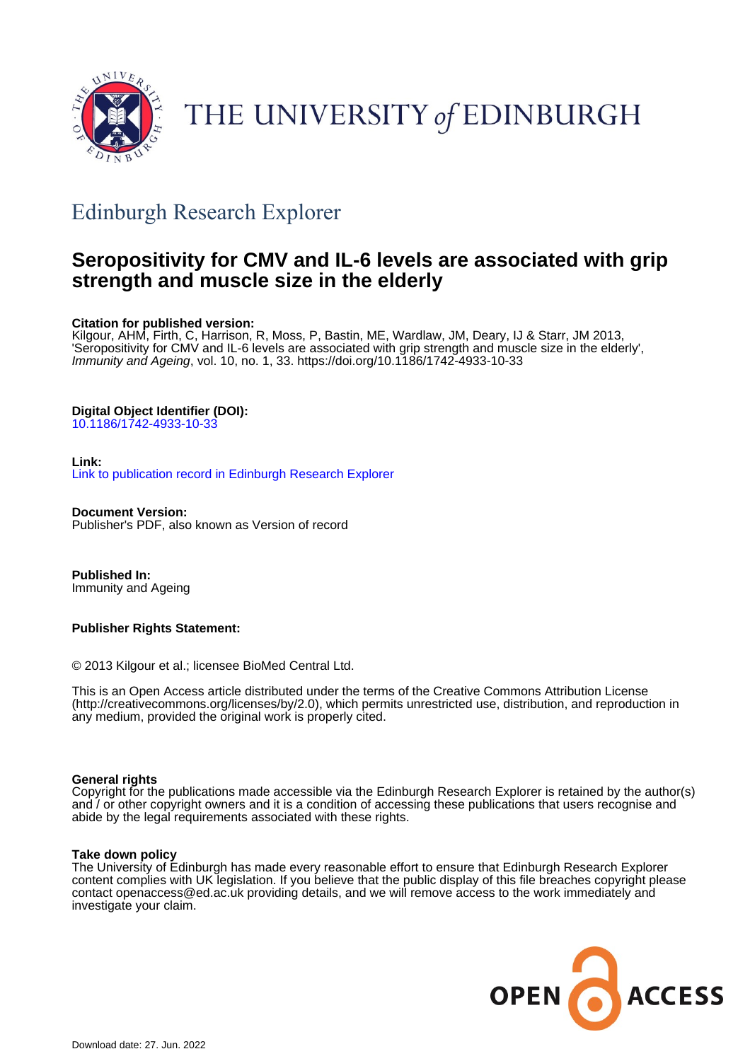THE UNIVERSITY *of* EDINBURGH

## Edinburgh Research Explorer

# Seropositivity for CMV and IL-6 levels are associated with grip strength and muscle size in the elderly

**Citation for published version:**
Kilgour, AHM, Firth, C, Harrison, R, Moss, P, Bastin, ME, Wardlaw, JM, Deary, IJ & Starr, JM 2013, 'Seropositivity for CMV and IL-6 levels are associated with grip strength and muscle size in the elderly', *Immunity and Ageing*, vol. 10, no. 1, 33. https://doi.org/10.1186/1742-4933-10-33

**Digital Object Identifier (DOI):**
10.1186/1742-4933-10-33

**Link:**
Link to publication record in Edinburgh Research Explorer

**Document Version:**
Publisher's PDF, also known as Version of record

**Published In:**
Immunity and Ageing

**Publisher Rights Statement:**

© 2013 Kilgour et al.; licensee BioMed Central Ltd.

This is an Open Access article distributed under the terms of the Creative Commons Attribution License (http://creativecommons.org/licenses/by/2.0), which permits unrestricted use, distribution, and reproduction in any medium, provided the original work is properly cited.

**General rights**
Copyright for the publications made accessible via the Edinburgh Research Explorer is retained by the author(s) and / or other copyright owners and it is a condition of accessing these publications that users recognise and abide by the legal requirements associated with these rights.

**Take down policy**
The University of Edinburgh has made every reasonable effort to ensure that Edinburgh Research Explorer content complies with UK legislation. If you believe that the public display of this file breaches copyright please contact openaccess@ed.ac.uk providing details, and we will remove access to the work immediately and investigate your claim.

OPEN ACCESS

Download date: 27. Jun. 2022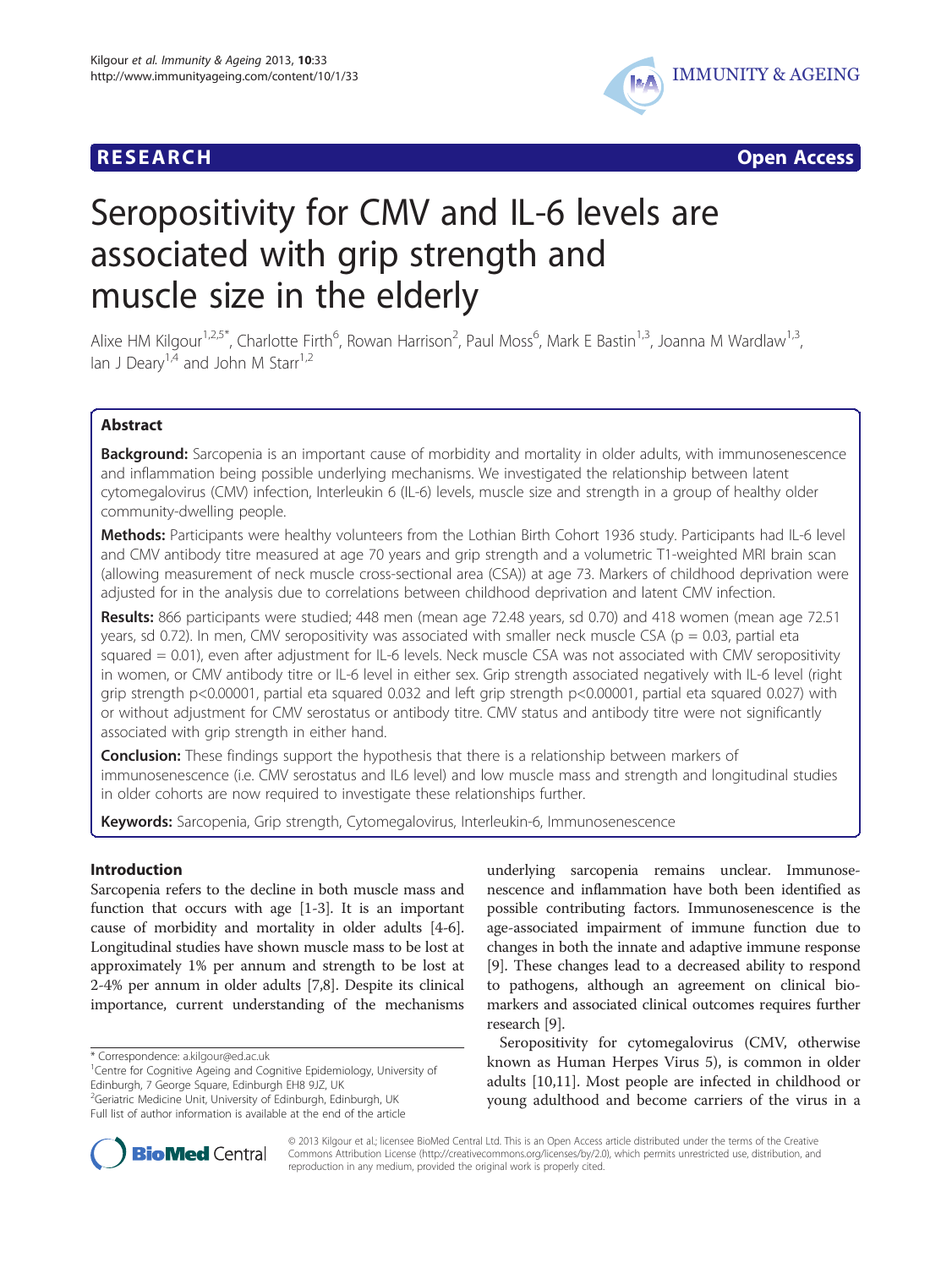# Seropositivity for CMV and IL-6 levels are associated with grip strength and muscle size in the elderly

Alixe HM Kilgour[1,2,5*], Charlotte Firth[6], Rowan Harrison[2], Paul Moss[6], Mark E Bastin[1,3], Joanna M Wardlaw[1,3], Ian J Deary[1,4] and John M Starr[1,2]

## Abstract

**Background:** Sarcopenia is an important cause of morbidity and mortality in older adults, with immunosenescence and inflammation being possible underlying mechanisms. We investigated the relationship between latent cytomegalovirus (CMV) infection, Interleukin 6 (IL-6) levels, muscle size and strength in a group of healthy older community-dwelling people.

**Methods:** Participants were healthy volunteers from the Lothian Birth Cohort 1936 study. Participants had IL-6 level and CMV antibody titre measured at age 70 years and grip strength and a volumetric T1-weighted MRI brain scan (allowing measurement of neck muscle cross-sectional area (CSA)) at age 73. Markers of childhood deprivation were adjusted for in the analysis due to correlations between childhood deprivation and latent CMV infection.

**Results:** 866 participants were studied; 448 men (mean age 72.48 years, sd 0.70) and 418 women (mean age 72.51 years, sd 0.72). In men, CMV seropositivity was associated with smaller neck muscle CSA ($p = 0.03$, partial eta squared = 0.01), even after adjustment for IL-6 levels. Neck muscle CSA was not associated with CMV seropositivity in women, or CMV antibody titre or IL-6 level in either sex. Grip strength associated negatively with IL-6 level (right grip strength $p<0.00001$, partial eta squared 0.032 and left grip strength $p<0.00001$, partial eta squared 0.027) with or without adjustment for CMV serostatus or antibody titre. CMV status and antibody titre were not significantly associated with grip strength in either hand.

**Conclusion:** These findings support the hypothesis that there is a relationship between markers of immunosenescence (i.e. CMV serostatus and IL6 level) and low muscle mass and strength and longitudinal studies in older cohorts are now required to investigate these relationships further.

**Keywords:** Sarcopenia, Grip strength, Cytomegalovirus, Interleukin-6, Immunosenescence

## Introduction

Sarcopenia refers to the decline in both muscle mass and function that occurs with age [1-3]. It is an important cause of morbidity and mortality in older adults [4-6]. Longitudinal studies have shown muscle mass to be lost at approximately 1% per annum and strength to be lost at 2-4% per annum in older adults [7,8]. Despite its clinical importance, current understanding of the mechanisms underlying sarcopenia remains unclear. Immunosenescence and inflammation have both been identified as possible contributing factors. Immunosenescence is the age-associated impairment of immune function due to changes in both the innate and adaptive immune response [9]. These changes lead to a decreased ability to respond to pathogens, although an agreement on clinical biomarkers and associated clinical outcomes requires further research [9].

Seropositivity for cytomegalovirus (CMV, otherwise known as Human Herpes Virus 5), is common in older adults [10,11]. Most people are infected in childhood or young adulthood and become carriers of the virus in a

\* Correspondence: a.kilgour@ed.ac.uk
[1]Centre for Cognitive Ageing and Cognitive Epidemiology, University of Edinburgh, 7 George Square, Edinburgh EH8 9JZ, UK
[2]Geriatric Medicine Unit, University of Edinburgh, Edinburgh, UK
Full list of author information is available at the end of the article

© 2013 Kilgour et al.; licensee BioMed Central Ltd. This is an Open Access article distributed under the terms of the Creative Commons Attribution License (http://creativecommons.org/licenses/by/2.0), which permits unrestricted use, distribution, and reproduction in any medium, provided the original work is properly cited.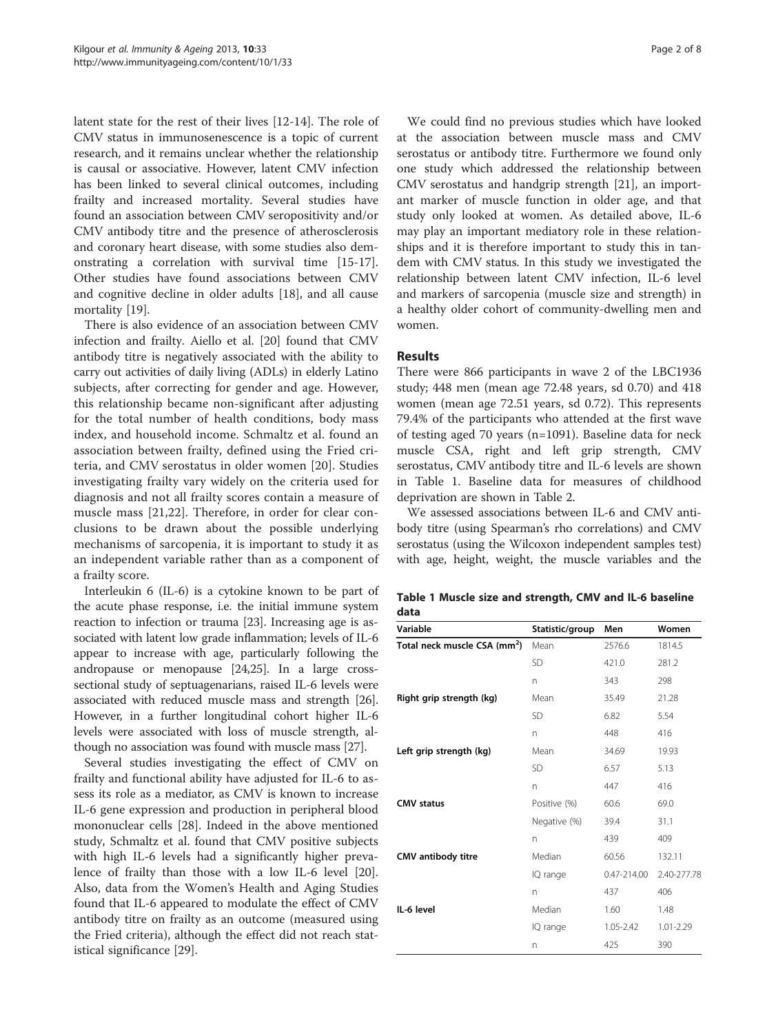latent state for the rest of their lives [12-14]. The role of CMV status in immunosenescence is a topic of current research, and it remains unclear whether the relationship is causal or associative. However, latent CMV infection has been linked to several clinical outcomes, including frailty and increased mortality. Several studies have found an association between CMV seropositivity and/or CMV antibody titre and the presence of atherosclerosis and coronary heart disease, with some studies also demonstrating a correlation with survival time [15-17]. Other studies have found associations between CMV and cognitive decline in older adults [18], and all cause mortality [19].

There is also evidence of an association between CMV infection and frailty. Aiello et al. [20] found that CMV antibody titre is negatively associated with the ability to carry out activities of daily living (ADLs) in elderly Latino subjects, after correcting for gender and age. However, this relationship became non-significant after adjusting for the total number of health conditions, body mass index, and household income. Schmaltz et al. found an association between frailty, defined using the Fried criteria, and CMV serostatus in older women [20]. Studies investigating frailty vary widely on the criteria used for diagnosis and not all frailty scores contain a measure of muscle mass [21,22]. Therefore, in order for clear conclusions to be drawn about the possible underlying mechanisms of sarcopenia, it is important to study it as an independent variable rather than as a component of a frailty score.

Interleukin 6 (IL-6) is a cytokine known to be part of the acute phase response, i.e. the initial immune system reaction to infection or trauma [23]. Increasing age is associated with latent low grade inflammation; levels of IL-6 appear to increase with age, particularly following the andropause or menopause [24,25]. In a large cross-sectional study of septuagenarians, raised IL-6 levels were associated with reduced muscle mass and strength [26]. However, in a further longitudinal cohort higher IL-6 levels were associated with loss of muscle strength, although no association was found with muscle mass [27].

Several studies investigating the effect of CMV on frailty and functional ability have adjusted for IL-6 to assess its role as a mediator, as CMV is known to increase IL-6 gene expression and production in peripheral blood mononuclear cells [28]. Indeed in the above mentioned study, Schmaltz et al. found that CMV positive subjects with high IL-6 levels had a significantly higher prevalence of frailty than those with a low IL-6 level [20]. Also, data from the Women's Health and Aging Studies found that IL-6 appeared to modulate the effect of CMV antibody titre on frailty as an outcome (measured using the Fried criteria), although the effect did not reach statistical significance [29].

We could find no previous studies which have looked at the association between muscle mass and CMV serostatus or antibody titre. Furthermore we found only one study which addressed the relationship between CMV serostatus and handgrip strength [21], an important marker of muscle function in older age, and that study only looked at women. As detailed above, IL-6 may play an important mediatory role in these relationships and it is therefore important to study this in tandem with CMV status. In this study we investigated the relationship between latent CMV infection, IL-6 level and markers of sarcopenia (muscle size and strength) in a healthy older cohort of community-dwelling men and women.

## Results

There were 866 participants in wave 2 of the LBC1936 study; 448 men (mean age 72.48 years, sd 0.70) and 418 women (mean age 72.51 years, sd 0.72). This represents 79.4% of the participants who attended at the first wave of testing aged 70 years (n=1091). Baseline data for neck muscle CSA, right and left grip strength, CMV serostatus, CMV antibody titre and IL-6 levels are shown in Table 1. Baseline data for measures of childhood deprivation are shown in Table 2.

We assessed associations between IL-6 and CMV antibody titre (using Spearman's rho correlations) and CMV serostatus (using the Wilcoxon independent samples test) with age, height, weight, the muscle variables and the

**Table 1 Muscle size and strength, CMV and IL-6 baseline data**

| Variable | Statistic/group | Men | Women |
|---|---|---|---|
| **Total neck muscle CSA (mm$^2$)** | Mean | 2576.6 | 1814.5 |
| | SD | 421.0 | 281.2 |
| | n | 343 | 298 |
| **Right grip strength (kg)** | Mean | 35.49 | 21.28 |
| | SD | 6.82 | 5.54 |
| | n | 448 | 416 |
| **Left grip strength (kg)** | Mean | 34.69 | 19.93 |
| | SD | 6.57 | 5.13 |
| | n | 447 | 416 |
| **CMV status** | Positive (%) | 60.6 | 69.0 |
| | Negative (%) | 39.4 | 31.1 |
| | n | 439 | 409 |
| **CMV antibody titre** | Median | 60.56 | 132.11 |
| | IQ range | 0.47-214.00 | 2.40-277.78 |
| | n | 437 | 406 |
| **IL-6 level** | Median | 1.60 | 1.48 |
| | IQ range | 1.05-2.42 | 1.01-2.29 |
| | n | 425 | 390 |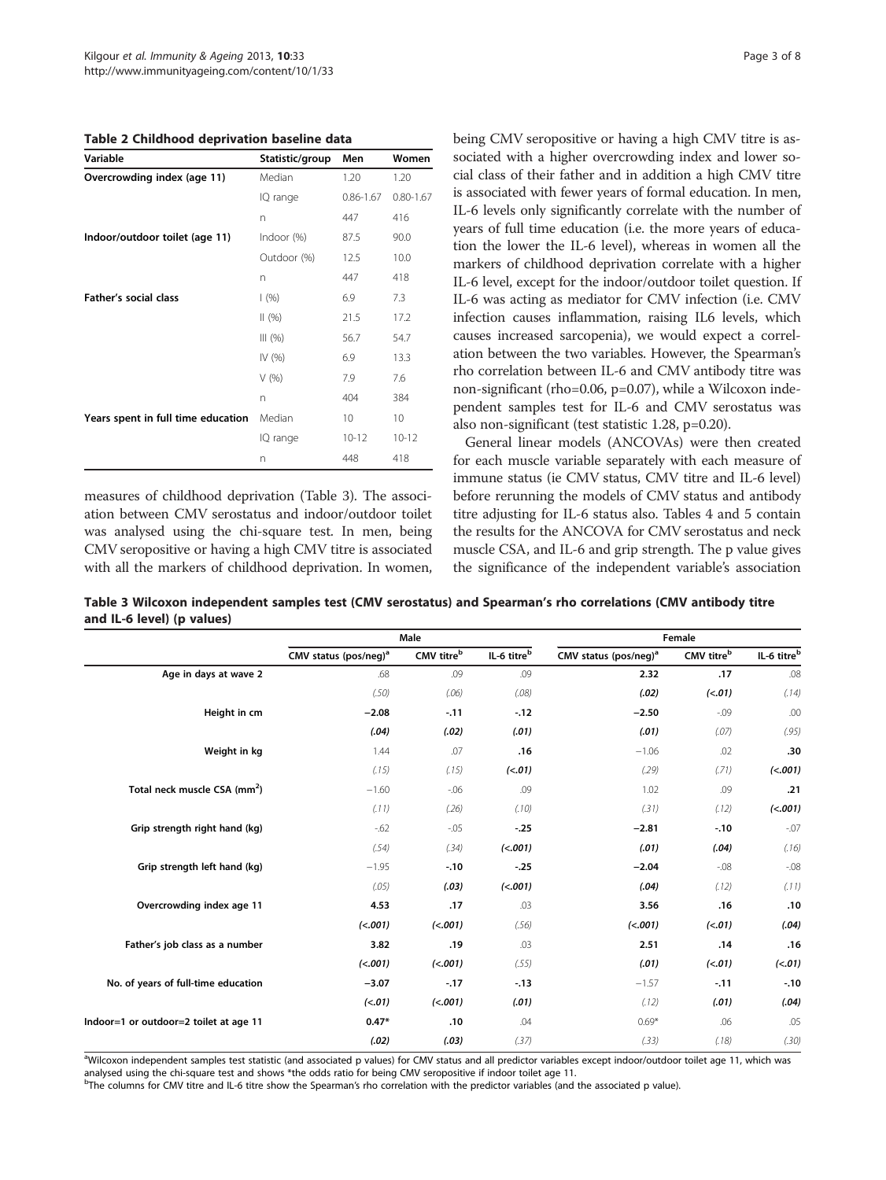**Table 2 Childhood deprivation baseline data**

| Variable | Statistic/group | Men | Women |
|---|---|---|---|
| **Overcrowding index (age 11)** | Median | 1.20 | 1.20 |
| | IQ range | 0.86-1.67 | 0.80-1.67 |
| | n | 447 | 416 |
| **Indoor/outdoor toilet (age 11)** | Indoor (%) | 87.5 | 90.0 |
| | Outdoor (%) | 12.5 | 10.0 |
| | n | 447 | 418 |
| **Father's social class** | I (%) | 6.9 | 7.3 |
| | II (%) | 21.5 | 17.2 |
| | III (%) | 56.7 | 54.7 |
| | IV (%) | 6.9 | 13.3 |
| | V (%) | 7.9 | 7.6 |
| | n | 404 | 384 |
| **Years spent in full time education** | Median | 10 | 10 |
| | IQ range | 10-12 | 10-12 |
| | n | 448 | 418 |

measures of childhood deprivation (Table 3). The association between CMV serostatus and indoor/outdoor toilet was analysed using the chi-square test. In men, being CMV seropositive or having a high CMV titre is associated with all the markers of childhood deprivation. In women, being CMV seropositive or having a high CMV titre is associated with a higher overcrowding index and lower social class of their father and in addition a high CMV titre is associated with fewer years of formal education. In men, IL-6 levels only significantly correlate with the number of years of full time education (i.e. the more years of education the lower the IL-6 level), whereas in women all the markers of childhood deprivation correlate with a higher IL-6 level, except for the indoor/outdoor toilet question. If IL-6 was acting as mediator for CMV infection (i.e. CMV infection causes inflammation, raising IL6 levels, which causes increased sarcopenia), we would expect a correlation between the two variables. However, the Spearman's rho correlation between IL-6 and CMV antibody titre was non-significant (rho=0.06, p=0.07), while a Wilcoxon independent samples test for IL-6 and CMV serostatus was also non-significant (test statistic 1.28, p=0.20).

General linear models (ANCOVAs) were then created for each muscle variable separately with each measure of immune status (ie CMV status, CMV titre and IL-6 level) before rerunning the models of CMV status and antibody titre adjusting for IL-6 status also. Tables 4 and 5 contain the results for the ANCOVA for CMV serostatus and neck muscle CSA, and IL-6 and grip strength. The p value gives the significance of the independent variable's association

**Table 3 Wilcoxon independent samples test (CMV serostatus) and Spearman's rho correlations (CMV antibody titre and IL-6 level) (p values)**

| | Male | | | Female | | |
|---|---|---|---|---|---|---|
| | CMV status (pos/neg)[a] | CMV titre[b] | IL-6 titre[b] | CMV status (pos/neg)[a] | CMV titre[b] | IL-6 titre[b] |
| **Age in days at wave 2** | .68 | .09 | .09 | **2.32** | **.17** | .08 |
| | (.50) | (.06) | (.08) | **(.02)** | **(<.01)** | (.14) |
| **Height in cm** | **−2.08** | **-.11** | **-.12** | **−2.50** | -.09 | .00 |
| | **(.04)** | **(.02)** | **(.01)** | **(.01)** | (.07) | (.95) |
| **Weight in kg** | 1.44 | .07 | **.16** | −1.06 | .02 | **.30** |
| | (.15) | (.15) | **(<.01)** | (.29) | (.71) | **(<.001)** |
| **Total neck muscle CSA (mm$^2$)** | −1.60 | -.06 | .09 | 1.02 | .09 | **.21** |
| | (.11) | (.26) | (.10) | (.31) | (.12) | **(<.001)** |
| **Grip strength right hand (kg)** | -.62 | -.05 | **-.25** | **−2.81** | **-.10** | -.07 |
| | (.54) | (.34) | **(<.001)** | **(.01)** | **(.04)** | (.16) |
| **Grip strength left hand (kg)** | −1.95 | **-.10** | **-.25** | **−2.04** | -.08 | -.08 |
| | (.05) | **(.03)** | **(<.001)** | **(.04)** | (.12) | (.11) |
| **Overcrowding index age 11** | **4.53** | **.17** | .03 | **3.56** | **.16** | **.10** |
| | **(<.001)** | **(<.001)** | (.56) | **(<.001)** | **(<.01)** | **(.04)** |
| **Father's job class as a number** | **3.82** | **.19** | .03 | **2.51** | **.14** | **.16** |
| | **(<.001)** | **(<.001)** | (.55) | **(.01)** | **(<.01)** | **(<.01)** |
| **No. of years of full-time education** | **−3.07** | **-.17** | **-.13** | −1.57 | **-.11** | **-.10** |
| | **(<.01)** | **(<.001)** | **(.01)** | (.12) | **(.01)** | **(.04)** |
| **Indoor=1 or outdoor=2 toilet at age 11** | **0.47*** | **.10** | .04 | 0.69* | .06 | .05 |
| | **(.02)** | **(.03)** | (.37) | (.33) | (.18) | (.30) |

[a]Wilcoxon independent samples test statistic (and associated p values) for CMV status and all predictor variables except indoor/outdoor toilet age 11, which was analysed using the chi-square test and shows *the odds ratio for being CMV seropositive if indoor toilet age 11.
[b]The columns for CMV titre and IL-6 titre show the Spearman's rho correlation with the predictor variables (and the associated p value).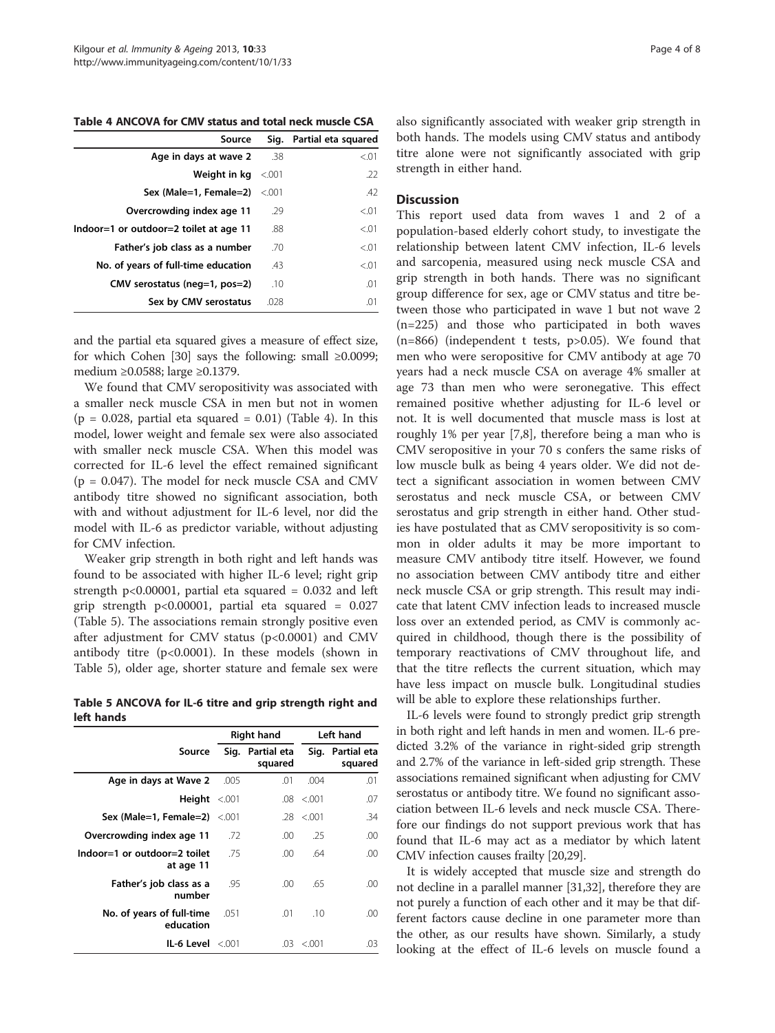**Table 4 ANCOVA for CMV status and total neck muscle CSA**

| Source | Sig. | Partial eta squared |
|---|---|---|
| Age in days at wave 2 | .38 | <.01 |
| Weight in kg | <.001 | .22 |
| Sex (Male=1, Female=2) | <.001 | .42 |
| Overcrowding index age 11 | .29 | <.01 |
| Indoor=1 or outdoor=2 toilet at age 11 | .88 | <.01 |
| Father's job class as a number | .70 | <.01 |
| No. of years of full-time education | .43 | <.01 |
| CMV serostatus (neg=1, pos=2) | .10 | .01 |
| Sex by CMV serostatus | .028 | .01 |

and the partial eta squared gives a measure of effect size, for which Cohen [30] says the following: small ≥0.0099; medium ≥0.0588; large ≥0.1379.

We found that CMV seropositivity was associated with a smaller neck muscle CSA in men but not in women ($p = 0.028$, partial eta squared = 0.01) (Table 4). In this model, lower weight and female sex were also associated with smaller neck muscle CSA. When this model was corrected for IL-6 level the effect remained significant ($p = 0.047$). The model for neck muscle CSA and CMV antibody titre showed no significant association, both with and without adjustment for IL-6 level, nor did the model with IL-6 as predictor variable, without adjusting for CMV infection.

Weaker grip strength in both right and left hands was found to be associated with higher IL-6 level; right grip strength $p<0.00001$, partial eta squared = 0.032 and left grip strength $p<0.00001$, partial eta squared = 0.027 (Table 5). The associations remain strongly positive even after adjustment for CMV status ($p<0.0001$) and CMV antibody titre ($p<0.0001$). In these models (shown in Table 5), older age, shorter stature and female sex were also significantly associated with weaker grip strength in both hands. The models using CMV status and antibody titre alone were not significantly associated with grip strength in either hand.

**Table 5 ANCOVA for IL-6 titre and grip strength right and left hands**

| | Right hand | | Left hand | |
|---|---|---|---|---|
| Source | Sig. | Partial eta squared | Sig. | Partial eta squared |
| Age in days at Wave 2 | .005 | .01 | .004 | .01 |
| Height | <.001 | .08 | <.001 | .07 |
| Sex (Male=1, Female=2) | <.001 | .28 | <.001 | .34 |
| Overcrowding index age 11 | .72 | .00 | .25 | .00 |
| Indoor=1 or outdoor=2 toilet at age 11 | .75 | .00 | .64 | .00 |
| Father's job class as a number | .95 | .00 | .65 | .00 |
| No. of years of full-time education | .051 | .01 | .10 | .00 |
| IL-6 Level | <.001 | .03 | <.001 | .03 |

## Discussion

This report used data from waves 1 and 2 of a population-based elderly cohort study, to investigate the relationship between latent CMV infection, IL-6 levels and sarcopenia, measured using neck muscle CSA and grip strength in both hands. There was no significant group difference for sex, age or CMV status and titre between those who participated in wave 1 but not wave 2 (n=225) and those who participated in both waves (n=866) (independent t tests, $p>0.05$). We found that men who were seropositive for CMV antibody at age 70 years had a neck muscle CSA on average 4% smaller at age 73 than men who were seronegative. This effect remained positive whether adjusting for IL-6 level or not. It is well documented that muscle mass is lost at roughly 1% per year [7,8], therefore being a man who is CMV seropositive in your 70 s confers the same risks of low muscle bulk as being 4 years older. We did not detect a significant association in women between CMV serostatus and neck muscle CSA, or between CMV serostatus and grip strength in either hand. Other studies have postulated that as CMV seropositivity is so common in older adults it may be more important to measure CMV antibody titre itself. However, we found no association between CMV antibody titre and either neck muscle CSA or grip strength. This result may indicate that latent CMV infection leads to increased muscle loss over an extended period, as CMV is commonly acquired in childhood, though there is the possibility of temporary reactivations of CMV throughout life, and that the titre reflects the current situation, which may have less impact on muscle bulk. Longitudinal studies will be able to explore these relationships further.

IL-6 levels were found to strongly predict grip strength in both right and left hands in men and women. IL-6 predicted 3.2% of the variance in right-sided grip strength and 2.7% of the variance in left-sided grip strength. These associations remained significant when adjusting for CMV serostatus or antibody titre. We found no significant association between IL-6 levels and neck muscle CSA. Therefore our findings do not support previous work that has found that IL-6 may act as a mediator by which latent CMV infection causes frailty [20,29].

It is widely accepted that muscle size and strength do not decline in a parallel manner [31,32], therefore they are not purely a function of each other and it may be that different factors cause decline in one parameter more than the other, as our results have shown. Similarly, a study looking at the effect of IL-6 levels on muscle found a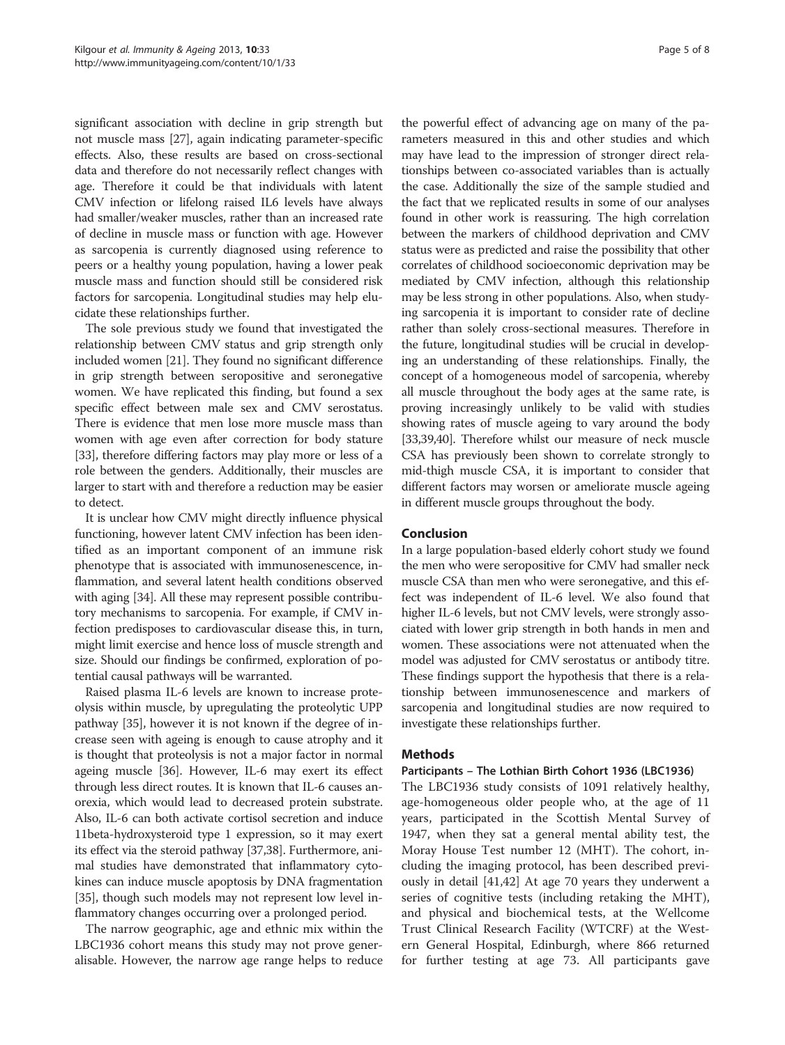significant association with decline in grip strength but not muscle mass [27], again indicating parameter-specific effects. Also, these results are based on cross-sectional data and therefore do not necessarily reflect changes with age. Therefore it could be that individuals with latent CMV infection or lifelong raised IL6 levels have always had smaller/weaker muscles, rather than an increased rate of decline in muscle mass or function with age. However as sarcopenia is currently diagnosed using reference to peers or a healthy young population, having a lower peak muscle mass and function should still be considered risk factors for sarcopenia. Longitudinal studies may help elucidate these relationships further.

The sole previous study we found that investigated the relationship between CMV status and grip strength only included women [21]. They found no significant difference in grip strength between seropositive and seronegative women. We have replicated this finding, but found a sex specific effect between male sex and CMV serostatus. There is evidence that men lose more muscle mass than women with age even after correction for body stature [33], therefore differing factors may play more or less of a role between the genders. Additionally, their muscles are larger to start with and therefore a reduction may be easier to detect.

It is unclear how CMV might directly influence physical functioning, however latent CMV infection has been identified as an important component of an immune risk phenotype that is associated with immunosenescence, inflammation, and several latent health conditions observed with aging [34]. All these may represent possible contributory mechanisms to sarcopenia. For example, if CMV infection predisposes to cardiovascular disease this, in turn, might limit exercise and hence loss of muscle strength and size. Should our findings be confirmed, exploration of potential causal pathways will be warranted.

Raised plasma IL-6 levels are known to increase proteolysis within muscle, by upregulating the proteolytic UPP pathway [35], however it is not known if the degree of increase seen with ageing is enough to cause atrophy and it is thought that proteolysis is not a major factor in normal ageing muscle [36]. However, IL-6 may exert its effect through less direct routes. It is known that IL-6 causes anorexia, which would lead to decreased protein substrate. Also, IL-6 can both activate cortisol secretion and induce 11beta-hydroxysteroid type 1 expression, so it may exert its effect via the steroid pathway [37,38]. Furthermore, animal studies have demonstrated that inflammatory cytokines can induce muscle apoptosis by DNA fragmentation [35], though such models may not represent low level inflammatory changes occurring over a prolonged period.

The narrow geographic, age and ethnic mix within the LBC1936 cohort means this study may not prove generalisable. However, the narrow age range helps to reduce the powerful effect of advancing age on many of the parameters measured in this and other studies and which may have lead to the impression of stronger direct relationships between co-associated variables than is actually the case. Additionally the size of the sample studied and the fact that we replicated results in some of our analyses found in other work is reassuring. The high correlation between the markers of childhood deprivation and CMV status were as predicted and raise the possibility that other correlates of childhood socioeconomic deprivation may be mediated by CMV infection, although this relationship may be less strong in other populations. Also, when studying sarcopenia it is important to consider rate of decline rather than solely cross-sectional measures. Therefore in the future, longitudinal studies will be crucial in developing an understanding of these relationships. Finally, the concept of a homogeneous model of sarcopenia, whereby all muscle throughout the body ages at the same rate, is proving increasingly unlikely to be valid with studies showing rates of muscle ageing to vary around the body [33,39,40]. Therefore whilst our measure of neck muscle CSA has previously been shown to correlate strongly to mid-thigh muscle CSA, it is important to consider that different factors may worsen or ameliorate muscle ageing in different muscle groups throughout the body.

## Conclusion

In a large population-based elderly cohort study we found the men who were seropositive for CMV had smaller neck muscle CSA than men who were seronegative, and this effect was independent of IL-6 level. We also found that higher IL-6 levels, but not CMV levels, were strongly associated with lower grip strength in both hands in men and women. These associations were not attenuated when the model was adjusted for CMV serostatus or antibody titre. These findings support the hypothesis that there is a relationship between immunosenescence and markers of sarcopenia and longitudinal studies are now required to investigate these relationships further.

## Methods

### Participants – The Lothian Birth Cohort 1936 (LBC1936)

The LBC1936 study consists of 1091 relatively healthy, age-homogeneous older people who, at the age of 11 years, participated in the Scottish Mental Survey of 1947, when they sat a general mental ability test, the Moray House Test number 12 (MHT). The cohort, including the imaging protocol, has been described previously in detail [41,42] At age 70 years they underwent a series of cognitive tests (including retaking the MHT), and physical and biochemical tests, at the Wellcome Trust Clinical Research Facility (WTCRF) at the Western General Hospital, Edinburgh, where 866 returned for further testing at age 73. All participants gave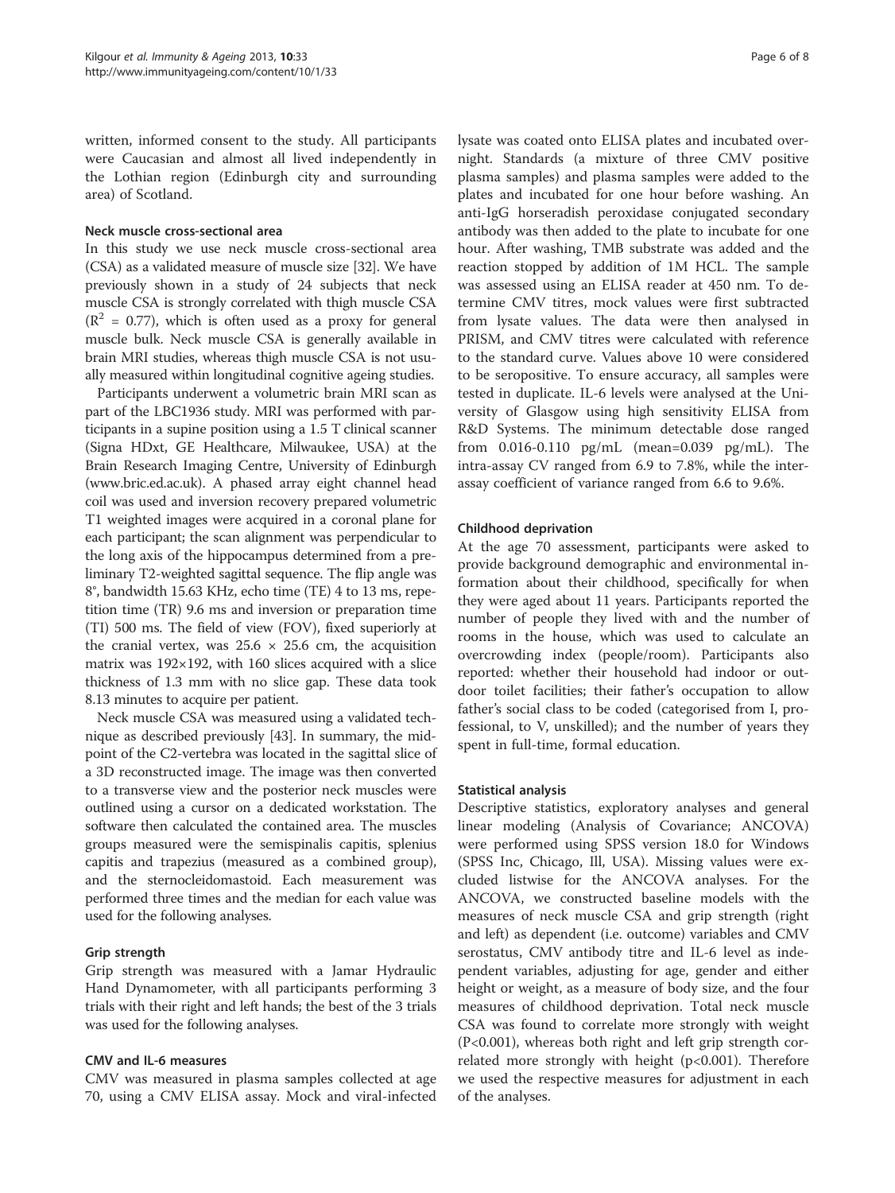written, informed consent to the study. All participants were Caucasian and almost all lived independently in the Lothian region (Edinburgh city and surrounding area) of Scotland.

#### Neck muscle cross-sectional area

In this study we use neck muscle cross-sectional area (CSA) as a validated measure of muscle size [32]. We have previously shown in a study of 24 subjects that neck muscle CSA is strongly correlated with thigh muscle CSA ($R^2$ = 0.77), which is often used as a proxy for general muscle bulk. Neck muscle CSA is generally available in brain MRI studies, whereas thigh muscle CSA is not usually measured within longitudinal cognitive ageing studies.

Participants underwent a volumetric brain MRI scan as part of the LBC1936 study. MRI was performed with participants in a supine position using a 1.5 T clinical scanner (Signa HDxt, GE Healthcare, Milwaukee, USA) at the Brain Research Imaging Centre, University of Edinburgh (www.bric.ed.ac.uk). A phased array eight channel head coil was used and inversion recovery prepared volumetric T1 weighted images were acquired in a coronal plane for each participant; the scan alignment was perpendicular to the long axis of the hippocampus determined from a preliminary T2-weighted sagittal sequence. The flip angle was 8°, bandwidth 15.63 KHz, echo time (TE) 4 to 13 ms, repetition time (TR) 9.6 ms and inversion or preparation time (TI) 500 ms. The field of view (FOV), fixed superiorly at the cranial vertex, was 25.6 × 25.6 cm, the acquisition matrix was 192×192, with 160 slices acquired with a slice thickness of 1.3 mm with no slice gap. These data took 8.13 minutes to acquire per patient.

Neck muscle CSA was measured using a validated technique as described previously [43]. In summary, the midpoint of the C2-vertebra was located in the sagittal slice of a 3D reconstructed image. The image was then converted to a transverse view and the posterior neck muscles were outlined using a cursor on a dedicated workstation. The software then calculated the contained area. The muscles groups measured were the semispinalis capitis, splenius capitis and trapezius (measured as a combined group), and the sternocleidomastoid. Each measurement was performed three times and the median for each value was used for the following analyses.

#### Grip strength

Grip strength was measured with a Jamar Hydraulic Hand Dynamometer, with all participants performing 3 trials with their right and left hands; the best of the 3 trials was used for the following analyses.

#### CMV and IL-6 measures

CMV was measured in plasma samples collected at age 70, using a CMV ELISA assay. Mock and viral-infected lysate was coated onto ELISA plates and incubated overnight. Standards (a mixture of three CMV positive plasma samples) and plasma samples were added to the plates and incubated for one hour before washing. An anti-IgG horseradish peroxidase conjugated secondary antibody was then added to the plate to incubate for one hour. After washing, TMB substrate was added and the reaction stopped by addition of 1M HCL. The sample was assessed using an ELISA reader at 450 nm. To determine CMV titres, mock values were first subtracted from lysate values. The data were then analysed in PRISM, and CMV titres were calculated with reference to the standard curve. Values above 10 were considered to be seropositive. To ensure accuracy, all samples were tested in duplicate. IL-6 levels were analysed at the University of Glasgow using high sensitivity ELISA from R&D Systems. The minimum detectable dose ranged from 0.016-0.110 pg/mL (mean=0.039 pg/mL). The intra-assay CV ranged from 6.9 to 7.8%, while the inter-assay coefficient of variance ranged from 6.6 to 9.6%.

#### Childhood deprivation

At the age 70 assessment, participants were asked to provide background demographic and environmental information about their childhood, specifically for when they were aged about 11 years. Participants reported the number of people they lived with and the number of rooms in the house, which was used to calculate an overcrowding index (people/room). Participants also reported: whether their household had indoor or outdoor toilet facilities; their father's occupation to allow father's social class to be coded (categorised from I, professional, to V, unskilled); and the number of years they spent in full-time, formal education.

#### Statistical analysis

Descriptive statistics, exploratory analyses and general linear modeling (Analysis of Covariance; ANCOVA) were performed using SPSS version 18.0 for Windows (SPSS Inc, Chicago, Ill, USA). Missing values were excluded listwise for the ANCOVA analyses. For the ANCOVA, we constructed baseline models with the measures of neck muscle CSA and grip strength (right and left) as dependent (i.e. outcome) variables and CMV serostatus, CMV antibody titre and IL-6 level as independent variables, adjusting for age, gender and either height or weight, as a measure of body size, and the four measures of childhood deprivation. Total neck muscle CSA was found to correlate more strongly with weight ($P<0.001$), whereas both right and left grip strength correlated more strongly with height ($p<0.001$). Therefore we used the respective measures for adjustment in each of the analyses.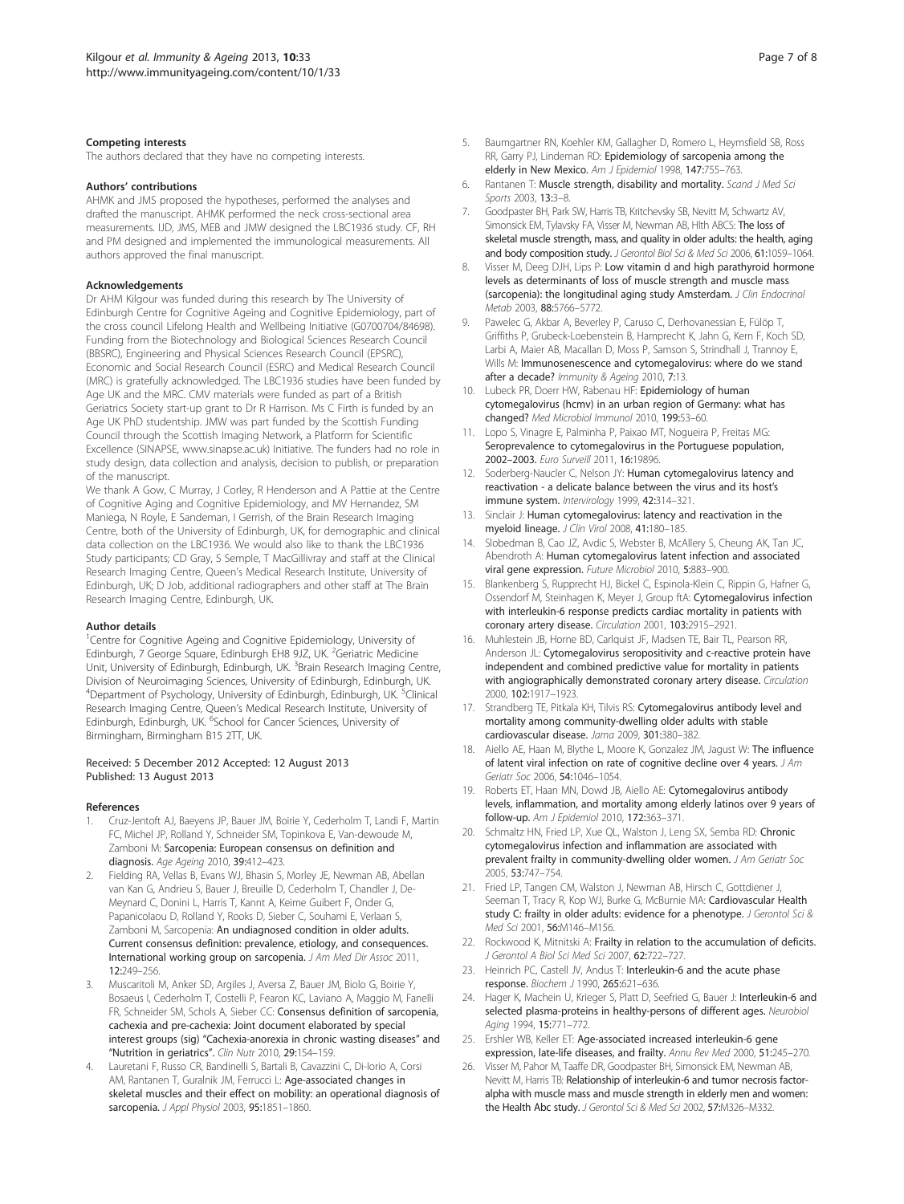#### Competing interests

The authors declared that they have no competing interests.

#### Authors' contributions

AHMK and JMS proposed the hypotheses, performed the analyses and drafted the manuscript. AHMK performed the neck cross-sectional area measurements. IJD, JMS, MEB and JMW designed the LBC1936 study. CF, RH and PM designed and implemented the immunological measurements. All authors approved the final manuscript.

#### Acknowledgements

Dr AHM Kilgour was funded during this research by The University of Edinburgh Centre for Cognitive Ageing and Cognitive Epidemiology, part of the cross council Lifelong Health and Wellbeing Initiative (G0700704/84698). Funding from the Biotechnology and Biological Sciences Research Council (BBSRC), Engineering and Physical Sciences Research Council (EPSRC), Economic and Social Research Council (ESRC) and Medical Research Council (MRC) is gratefully acknowledged. The LBC1936 studies have been funded by Age UK and the MRC. CMV materials were funded as part of a British Geriatrics Society start-up grant to Dr R Harrison. Ms C Firth is funded by an Age UK PhD studentship. JMW was part funded by the Scottish Funding Council through the Scottish Imaging Network, a Platform for Scientific Excellence (SINAPSE, www.sinapse.ac.uk) Initiative. The funders had no role in study design, data collection and analysis, decision to publish, or preparation of the manuscript.

We thank A Gow, C Murray, J Corley, R Henderson and A Pattie at the Centre of Cognitive Aging and Cognitive Epidemiology, and MV Hernandez, SM Maniega, N Royle, E Sandeman, I Gerrish, of the Brain Research Imaging Centre, both of the University of Edinburgh, UK, for demographic and clinical data collection on the LBC1936. We would also like to thank the LBC1936 Study participants; CD Gray, S Semple, T MacGillivray and staff at the Clinical Research Imaging Centre, Queen's Medical Research Institute, University of Edinburgh, UK; D Job, additional radiographers and other staff at The Brain Research Imaging Centre, Edinburgh, UK.

#### Author details

[1]Centre for Cognitive Ageing and Cognitive Epidemiology, University of Edinburgh, 7 George Square, Edinburgh EH8 9JZ, UK. [2]Geriatric Medicine Unit, University of Edinburgh, Edinburgh, UK. [3]Brain Research Imaging Centre, Division of Neuroimaging Sciences, University of Edinburgh, Edinburgh, UK. [4]Department of Psychology, University of Edinburgh, Edinburgh, UK. [5]Clinical Research Imaging Centre, Queen's Medical Research Institute, University of Edinburgh, Edinburgh, UK. [6]School for Cancer Sciences, University of Birmingham, Birmingham B15 2TT, UK.

Received: 5 December 2012 Accepted: 12 August 2013
Published: 13 August 2013

#### References

1. Cruz-Jentoft AJ, Baeyens JP, Bauer JM, Boirie Y, Cederholm T, Landi F, Martin FC, Michel JP, Rolland Y, Schneider SM, Topinkova E, Van-dewoude M, Zamboni M: **Sarcopenia: European consensus on definition and diagnosis.** *Age Ageing* 2010, **39:**412–423.
2. Fielding RA, Vellas B, Evans WJ, Bhasin S, Morley JE, Newman AB, Abellan van Kan G, Andrieu S, Bauer J, Breuille D, Cederholm T, Chandler J, De-Meynard C, Donini L, Harris T, Kannt A, Keime Guibert F, Onder G, Papanicolaou D, Rolland Y, Rooks D, Sieber C, Souhami E, Verlaan S, Zamboni M, Sarcopenia: **An undiagnosed condition in older adults. Current consensus definition: prevalence, etiology, and consequences. International working group on sarcopenia.** *J Am Med Dir Assoc* 2011, **12:**249–256.
3. Muscaritoli M, Anker SD, Argiles J, Aversa Z, Bauer JM, Biolo G, Boirie Y, Bosaeus I, Cederholm T, Costelli P, Fearon KC, Laviano A, Maggio M, Fanelli FR, Schneider SM, Schols A, Sieber CC: **Consensus definition of sarcopenia, cachexia and pre-cachexia: Joint document elaborated by special interest groups (sig) "Cachexia-anorexia in chronic wasting diseases" and "Nutrition in geriatrics".** *Clin Nutr* 2010, **29:**154–159.
4. Lauretani F, Russo CR, Bandinelli S, Bartali B, Cavazzini C, Di-Iorio A, Corsi AM, Rantanen T, Guralnik JM, Ferrucci L: **Age-associated changes in skeletal muscles and their effect on mobility: an operational diagnosis of sarcopenia.** *J Appl Physiol* 2003, **95:**1851–1860.
5. Baumgartner RN, Koehler KM, Gallagher D, Romero L, Heymsfield SB, Ross RR, Garry PJ, Lindeman RD: **Epidemiology of sarcopenia among the elderly in New Mexico.** *Am J Epidemiol* 1998, **147:**755–763.
6. Rantanen T: **Muscle strength, disability and mortality.** *Scand J Med Sci Sports* 2003, **13:**3–8.
7. Goodpaster BH, Park SW, Harris TB, Kritchevsky SB, Nevitt M, Schwartz AV, Simonsick EM, Tylavsky FA, Visser M, Newman AB, Hlth ABCS: **The loss of skeletal muscle strength, mass, and quality in older adults: the health, aging and body composition study.** *J Gerontol Biol Sci & Med Sci* 2006, **61:**1059–1064.
8. Visser M, Deeg DJH, Lips P: **Low vitamin d and high parathyroid hormone levels as determinants of loss of muscle strength and muscle mass (sarcopenia): the longitudinal aging study Amsterdam.** *J Clin Endocrinol Metab* 2003, **88:**5766–5772.
9. Pawelec G, Akbar A, Beverley P, Caruso C, Derhovanessian E, Fülöp T, Griffiths P, Grubeck-Loebenstein B, Hamprecht K, Jahn G, Kern F, Koch SD, Larbi A, Maier AB, Macallan D, Moss P, Samson S, Strindhall J, Trannoy E, Wills M: **Immunosenescence and cytomegalovirus: where do we stand after a decade?** *Immunity & Ageing* 2010, **7:**13.
10. Lubeck PR, Doerr HW, Rabenau HF: **Epidemiology of human cytomegalovirus (hcmv) in an urban region of Germany: what has changed?** *Med Microbiol Immunol* 2010, **199:**53–60.
11. Lopo S, Vinagre E, Palminha P, Paixao MT, Nogueira P, Freitas MG: **Seroprevalence to cytomegalovirus in the Portuguese population, 2002–2003.** *Euro Surveill* 2011, **16:**19896.
12. Soderberg-Naucler C, Nelson JY: **Human cytomegalovirus latency and reactivation - a delicate balance between the virus and its host's immune system.** *Intervirology* 1999, **42:**314–321.
13. Sinclair J: **Human cytomegalovirus: latency and reactivation in the myeloid lineage.** *J Clin Virol* 2008, **41:**180–185.
14. Slobedman B, Cao JZ, Avdic S, Webster B, McAllery S, Cheung AK, Tan JC, Abendroth A: **Human cytomegalovirus latent infection and associated viral gene expression.** *Future Microbiol* 2010, **5:**883–900.
15. Blankenberg S, Rupprecht HJ, Bickel C, Espinola-Klein C, Rippin G, Hafner G, Ossendorf M, Steinhagen K, Meyer J, Group ftA: **Cytomegalovirus infection with interleukin-6 response predicts cardiac mortality in patients with coronary artery disease.** *Circulation* 2001, **103:**2915–2921.
16. Muhlestein JB, Horne BD, Carlquist JF, Madsen TE, Bair TL, Pearson RR, Anderson JL: **Cytomegalovirus seropositivity and c-reactive protein have independent and combined predictive value for mortality in patients with angiographically demonstrated coronary artery disease.** *Circulation* 2000, **102:**1917–1923.
17. Strandberg TE, Pitkala KH, Tilvis RS: **Cytomegalovirus antibody level and mortality among community-dwelling older adults with stable cardiovascular disease.** *Jama* 2009, **301:**380–382.
18. Aiello AE, Haan M, Blythe L, Moore K, Gonzalez JM, Jagust W: **The influence of latent viral infection on rate of cognitive decline over 4 years.** *J Am Geriatr Soc* 2006, **54:**1046–1054.
19. Roberts ET, Haan MN, Dowd JB, Aiello AE: **Cytomegalovirus antibody levels, inflammation, and mortality among elderly latinos over 9 years of follow-up.** *Am J Epidemiol* 2010, **172:**363–371.
20. Schmaltz HN, Fried LP, Xue QL, Walston J, Leng SX, Semba RD: **Chronic cytomegalovirus infection and inflammation are associated with prevalent frailty in community-dwelling older women.** *J Am Geriatr Soc* 2005, **53:**747–754.
21. Fried LP, Tangen CM, Walston J, Newman AB, Hirsch C, Gottdiener J, Seeman T, Tracy R, Kop WJ, Burke G, McBurnie MA: **Cardiovascular Health study C: frailty in older adults: evidence for a phenotype.** *J Gerontol Sci & Med Sci* 2001, **56:**M146–M156.
22. Rockwood K, Mitnitski A: **Frailty in relation to the accumulation of deficits.** *J Gerontol A Biol Sci Med Sci* 2007, **62:**722–727.
23. Heinrich PC, Castell JV, Andus T: **Interleukin-6 and the acute phase response.** *Biochem J* 1990, **265:**621–636.
24. Hager K, Machein U, Krieger S, Platt D, Seefried G, Bauer J: **Interleukin-6 and selected plasma-proteins in healthy-persons of different ages.** *Neurobiol Aging* 1994, **15:**771–772.
25. Ershler WB, Keller ET: **Age-associated increased interleukin-6 gene expression, late-life diseases, and frailty.** *Annu Rev Med* 2000, **51:**245–270.
26. Visser M, Pahor M, Taaffe DR, Goodpaster BH, Simonsick EM, Newman AB, Nevitt M, Harris TB: **Relationship of interleukin-6 and tumor necrosis factor-alpha with muscle mass and muscle strength in elderly men and women: the Health Abc study.** *J Gerontol Sci & Med Sci* 2002, **57:**M326–M332.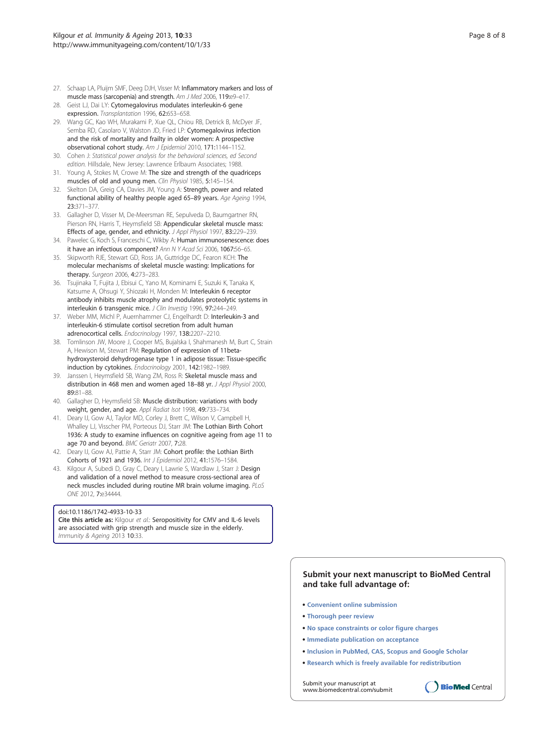27. Schaap LA, Pluijm SMF, Deeg DJH, Visser M: Inflammatory markers and loss of muscle mass (sarcopenia) and strength. *Am J Med* 2006, 119:e9–e17.
28. Geist LJ, Dai LY: Cytomegalovirus modulates interleukin-6 gene expression. *Transplantation* 1996, 62:653–658.
29. Wang GC, Kao WH, Murakami P, Xue QL, Chiou RB, Detrick B, McDyer JF, Semba RD, Casolaro V, Walston JD, Fried LP: Cytomegalovirus infection and the risk of mortality and frailty in older women: A prospective observational cohort study. *Am J Epidemiol* 2010, 171:1144–1152.
30. Cohen J: *Statistical power analysis for the behavioral sciences, ed Second edition.* Hillsdale, New Jersey: Lawrence Erlbaum Associates; 1988.
31. Young A, Stokes M, Crowe M: The size and strength of the quadriceps muscles of old and young men. *Clin Physiol* 1985, 5:145–154.
32. Skelton DA, Greig CA, Davies JM, Young A: Strength, power and related functional ability of healthy people aged 65–89 years. *Age Ageing* 1994, 23:371–377.
33. Gallagher D, Visser M, De-Meersman RE, Sepulveda D, Baumgartner RN, Pierson RN, Harris T, Heymsfield SB: Appendicular skeletal muscle mass: Effects of age, gender, and ethnicity. *J Appl Physiol* 1997, 83:229–239.
34. Pawelec G, Koch S, Franceschi C, Wikby A: Human immunosenescence: does it have an infectious component? *Ann N Y Acad Sci* 2006, 1067:56–65.
35. Skipworth RJE, Stewart GD, Ross JA, Guttridge DC, Fearon KCH: The molecular mechanisms of skeletal muscle wasting: Implications for therapy. *Surgeon* 2006, 4:273–283.
36. Tsujinaka T, Fujita J, Ebisui C, Yano M, Kominami E, Suzuki K, Tanaka K, Katsume A, Ohsugi Y, Shiozaki H, Monden M: Interleukin 6 receptor antibody inhibits muscle atrophy and modulates proteolytic systems in interleukin 6 transgenic mice. *J Clin Investig* 1996, 97:244–249.
37. Weber MM, Michl P, Auernhammer CJ, Engelhardt D: Interleukin-3 and interleukin-6 stimulate cortisol secretion from adult human adrenocortical cells. *Endocrinology* 1997, 138:2207–2210.
38. Tomlinson JW, Moore J, Cooper MS, Bujalska I, Shahmanesh M, Burt C, Strain A, Hewison M, Stewart PM: Regulation of expression of 11beta-hydroxysteroid dehydrogenase type 1 in adipose tissue: Tissue-specific induction by cytokines. *Endocrinology* 2001, 142:1982–1989.
39. Janssen I, Heymsfield SB, Wang ZM, Ross R: Skeletal muscle mass and distribution in 468 men and women aged 18–88 yr. *J Appl Physiol* 2000, 89:81–88.
40. Gallagher D, Heymsfield SB: Muscle distribution: variations with body weight, gender, and age. *Appl Radiat Isot* 1998, 49:733–734.
41. Deary IJ, Gow AJ, Taylor MD, Corley J, Brett C, Wilson V, Campbell H, Whalley LJ, Visscher PM, Porteous DJ, Starr JM: The Lothian Birth Cohort 1936: A study to examine influences on cognitive ageing from age 11 to age 70 and beyond. *BMC Geriatr* 2007, 7:28.
42. Deary IJ, Gow AJ, Pattie A, Starr JM: Cohort profile: the Lothian Birth Cohorts of 1921 and 1936. *Int J Epidemiol* 2012, 41:1576–1584.
43. Kilgour A, Subedi D, Gray C, Deary I, Lawrie S, Wardlaw J, Starr J: Design and validation of a novel method to measure cross-sectional area of neck muscles included during routine MR brain volume imaging. *PLoS ONE* 2012, 7:e34444.

doi:10.1186/1742-4933-10-33

**Cite this article as:** Kilgour *et al.*: Seropositivity for CMV and IL-6 levels are associated with grip strength and muscle size in the elderly. *Immunity & Ageing* 2013 10:33.

**Submit your next manuscript to BioMed Central and take full advantage of:**

- Convenient online submission
- Thorough peer review
- No space constraints or color figure charges
- Immediate publication on acceptance
- Inclusion in PubMed, CAS, Scopus and Google Scholar
- Research which is freely available for redistribution

Submit your manuscript at www.biomedcentral.com/submit

BioMed Central